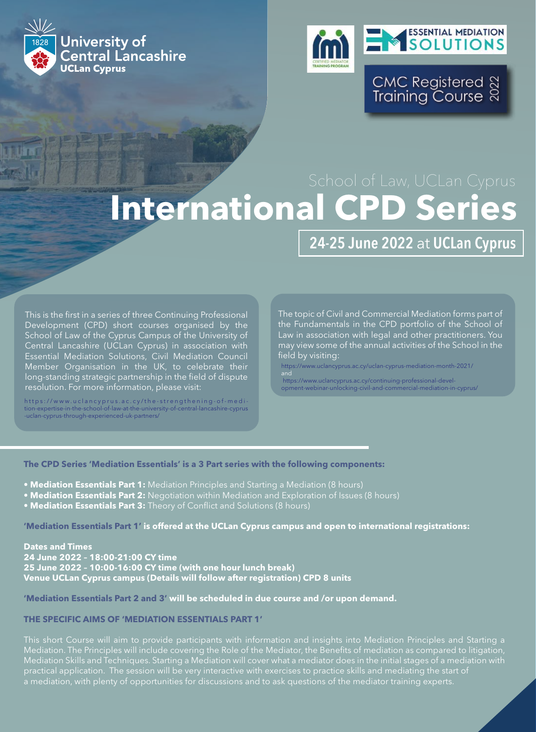University of Central Lancashire
UCLan Cyprus

ESSENTIAL MEDIATION SOLUTIONS

CMC Registered Training Course 2022

School of Law, UCLan Cyprus

# International CPD Series

## 24-25 June 2022 at UCLan Cyprus

This is the first in a series of three Continuing Professional Development (CPD) short courses organised by the School of Law of the Cyprus Campus of the University of Central Lancashire (UCLan Cyprus) in association with Essential Mediation Solutions, Civil Mediation Council Member Organisation in the UK, to celebrate their long-standing strategic partnership in the field of dispute resolution. For more information, please visit:

https://www.uclancyprus.ac.cy/the-strengthening-of-mediation-expertise-in-the-school-of-law-at-the-university-of-central-lancashire-cyprus-uclan-cyprus-through-experienced-uk-partners/

The topic of Civil and Commercial Mediation forms part of the Fundamentals in the CPD portfolio of the School of Law in association with legal and other practitioners. You may view some of the annual activities of the School in the field by visiting:

https://www.uclancyprus.ac.cy/uclan-cyprus-mediation-month-2021/
and
https://www.uclancyprus.ac.cy/continuing-professional-development-webinar-unlocking-civil-and-commercial-mediation-in-cyprus/

**The CPD Series 'Mediation Essentials' is a 3 Part series with the following components:**

- **Mediation Essentials Part 1:** Mediation Principles and Starting a Mediation (8 hours)
- **Mediation Essentials Part 2:** Negotiation within Mediation and Exploration of Issues (8 hours)
- **Mediation Essentials Part 3:** Theory of Conflict and Solutions (8 hours)

**'Mediation Essentials Part 1' is offered at the UCLan Cyprus campus and open to international registrations:**

**Dates and Times**
**24 June 2022 – 18:00-21:00 CY time**
**25 June 2022 – 10:00-16:00 CY time (with one hour lunch break)**
**Venue UCLan Cyprus campus (Details will follow after registration) CPD 8 units**

**'Mediation Essentials Part 2 and 3' will be scheduled in due course and /or upon demand.**

**THE SPECIFIC AIMS OF 'MEDIATION ESSENTIALS PART 1'**

This short Course will aim to provide participants with information and insights into Mediation Principles and Starting a Mediation. The Principles will include covering the Role of the Mediator, the Benefits of mediation as compared to litigation, Mediation Skills and Techniques. Starting a Mediation will cover what a mediator does in the initial stages of a mediation with practical application. The session will be very interactive with exercises to practice skills and mediating the start of a mediation, with plenty of opportunities for discussions and to ask questions of the mediator training experts.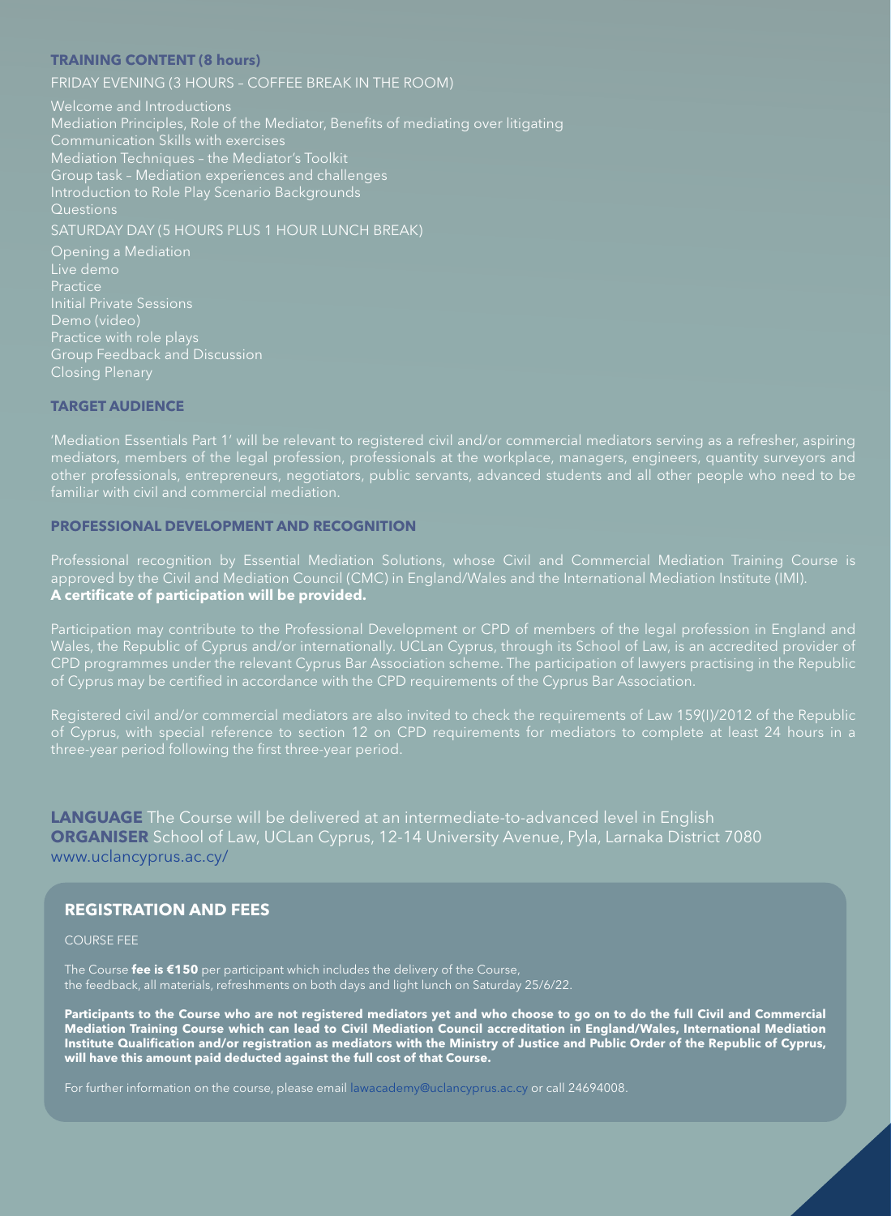## TRAINING CONTENT (8 hours)

FRIDAY EVENING (3 HOURS – COFFEE BREAK IN THE ROOM)

Welcome and Introductions
Mediation Principles, Role of the Mediator, Benefits of mediating over litigating
Communication Skills with exercises
Mediation Techniques – the Mediator's Toolkit
Group task – Mediation experiences and challenges
Introduction to Role Play Scenario Backgrounds
Questions

SATURDAY DAY (5 HOURS PLUS 1 HOUR LUNCH BREAK)

Opening a Mediation
Live demo
Practice
Initial Private Sessions
Demo (video)
Practice with role plays
Group Feedback and Discussion
Closing Plenary

## TARGET AUDIENCE

'Mediation Essentials Part 1' will be relevant to registered civil and/or commercial mediators serving as a refresher, aspiring mediators, members of the legal profession, professionals at the workplace, managers, engineers, quantity surveyors and other professionals, entrepreneurs, negotiators, public servants, advanced students and all other people who need to be familiar with civil and commercial mediation.

## PROFESSIONAL DEVELOPMENT AND RECOGNITION

Professional recognition by Essential Mediation Solutions, whose Civil and Commercial Mediation Training Course is approved by the Civil and Mediation Council (CMC) in England/Wales and the International Mediation Institute (IMI).
**A certificate of participation will be provided.**

Participation may contribute to the Professional Development or CPD of members of the legal profession in England and Wales, the Republic of Cyprus and/or internationally. UCLan Cyprus, through its School of Law, is an accredited provider of CPD programmes under the relevant Cyprus Bar Association scheme. The participation of lawyers practising in the Republic of Cyprus may be certified in accordance with the CPD requirements of the Cyprus Bar Association.

Registered civil and/or commercial mediators are also invited to check the requirements of Law 159(I)/2012 of the Republic of Cyprus, with special reference to section 12 on CPD requirements for mediators to complete at least 24 hours in a three-year period following the first three-year period.

**LANGUAGE** The Course will be delivered at an intermediate-to-advanced level in English
**ORGANISER** School of Law, UCLan Cyprus, 12-14 University Avenue, Pyla, Larnaka District 7080
www.uclancyprus.ac.cy/

## REGISTRATION AND FEES

COURSE FEE

The Course **fee is €150** per participant which includes the delivery of the Course, the feedback, all materials, refreshments on both days and light lunch on Saturday 25/6/22.

**Participants to the Course who are not registered mediators yet and who choose to go on to do the full Civil and Commercial Mediation Training Course which can lead to Civil Mediation Council accreditation in England/Wales, International Mediation Institute Qualification and/or registration as mediators with the Ministry of Justice and Public Order of the Republic of Cyprus, will have this amount paid deducted against the full cost of that Course.**

For further information on the course, please email lawacademy@uclancyprus.ac.cy or call 24694008.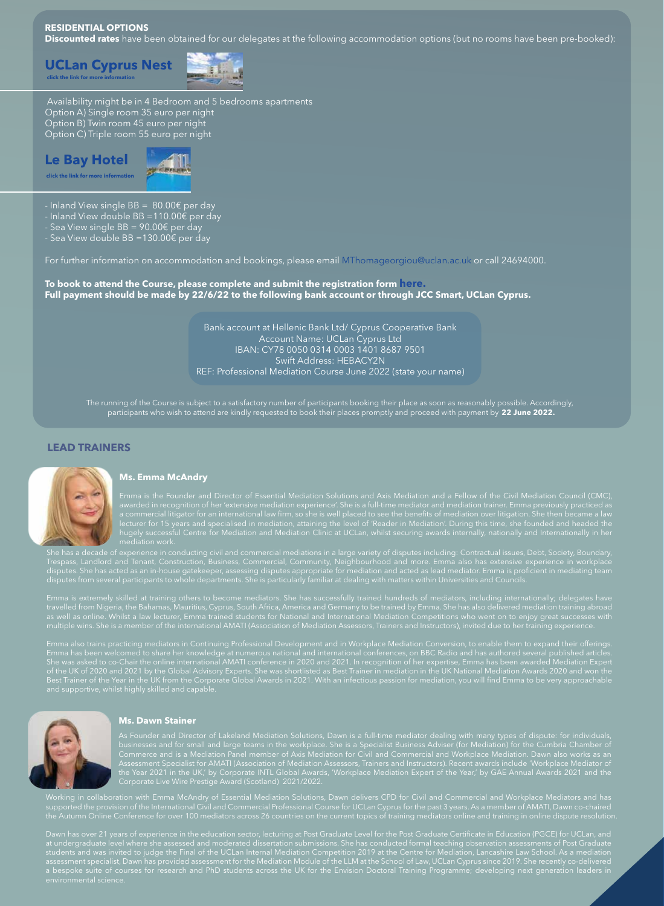## RESIDENTIAL OPTIONS

**Discounted rates** have been obtained for our delegates at the following accommodation options (but no rooms have been pre-booked):

### UCLan Cyprus Nest

click the link for more information

Availability might be in 4 Bedroom and 5 bedrooms apartments
Option A) Single room 35 euro per night
Option B) Twin room 45 euro per night
Option C) Triple room 55 euro per night

### Le Bay Hotel

click the link for more information

- Inland View single BB = 80.00€ per day
- Inland View double BB =110.00€ per day
- Sea View single BB = 90.00€ per day
- Sea View double BB =130.00€ per day

For further information on accommodation and bookings, please email MThomageorgiou@uclan.ac.uk or call 24694000.

**To book to attend the Course, please complete and submit the registration form here.**
**Full payment should be made by 22/6/22 to the following bank account or through JCC Smart, UCLan Cyprus.**

Bank account at Hellenic Bank Ltd/ Cyprus Cooperative Bank
Account Name: UCLan Cyprus Ltd
IBAN: CY78 0050 0314 0003 1401 8687 9501
Swift Address: HEBACY2N
REF: Professional Mediation Course June 2022 (state your name)

The running of the Course is subject to a satisfactory number of participants booking their place as soon as reasonably possible. Accordingly, participants who wish to attend are kindly requested to book their places promptly and proceed with payment by **22 June 2022.**

## LEAD TRAINERS

### Ms. Emma McAndry

Emma is the Founder and Director of Essential Mediation Solutions and Axis Mediation and a Fellow of the Civil Mediation Council (CMC), awarded in recognition of her 'extensive mediation experience'. She is a full-time mediator and mediation trainer. Emma previously practiced as a commercial litigator for an international law firm, so she is well placed to see the benefits of mediation over litigation. She then became a law lecturer for 15 years and specialised in mediation, attaining the level of 'Reader in Mediation'. During this time, she founded and headed the hugely successful Centre for Mediation and Mediation Clinic at UCLan, whilst securing awards internally, nationally and Internationally in her mediation work.

She has a decade of experience in conducting civil and commercial mediations in a large variety of disputes including: Contractual issues, Debt, Society, Boundary, Trespass, Landlord and Tenant, Construction, Business, Commercial, Community, Neighbourhood and more. Emma also has extensive experience in workplace disputes. She has acted as an in-house gatekeeper, assessing disputes appropriate for mediation and acted as lead mediator. Emma is proficient in mediating team disputes from several participants to whole departments. She is particularly familiar at dealing with matters within Universities and Councils.

Emma is extremely skilled at training others to become mediators. She has successfully trained hundreds of mediators, including internationally; delegates have travelled from Nigeria, the Bahamas, Mauritius, Cyprus, South Africa, America and Germany to be trained by Emma. She has also delivered mediation training abroad as well as online. Whilst a law lecturer, Emma trained students for National and International Mediation Competitions who went on to enjoy great successes with multiple wins. She is a member of the international AMATI (Association of Mediation Assessors, Trainers and Instructors), invited due to her training experience.

Emma also trains practicing mediators in Continuing Professional Development and in Workplace Mediation Conversion, to enable them to expand their offerings. Emma has been welcomed to share her knowledge at numerous national and international conferences, on BBC Radio and has authored several published articles. She was asked to co-Chair the online international AMATI conference in 2020 and 2021. In recognition of her expertise, Emma has been awarded Mediation Expert of the UK of 2020 and 2021 by the Global Advisory Experts. She was shortlisted as Best Trainer in mediation in the UK National Mediation Awards 2020 and won the Best Trainer of the Year in the UK from the Corporate Global Awards in 2021. With an infectious passion for mediation, you will find Emma to be very approachable and supportive, whilst highly skilled and capable.

### Ms. Dawn Stainer

As Founder and Director of Lakeland Mediation Solutions, Dawn is a full-time mediator dealing with many types of dispute: for individuals, businesses and for small and large teams in the workplace. She is a Specialist Business Adviser (for Mediation) for the Cumbria Chamber of Commerce and is a Mediation Panel member of Axis Mediation for Civil and Commercial and Workplace Mediation. Dawn also works as an Assessment Specialist for AMATI (Association of Mediation Assessors, Trainers and Instructors). Recent awards include 'Workplace Mediator of the Year 2021 in the UK,' by Corporate INTL Global Awards, 'Workplace Mediation Expert of the Year,' by GAE Annual Awards 2021 and the Corporate Live Wire Prestige Award (Scotland) 2021/2022.

Working in collaboration with Emma McAndry of Essential Mediation Solutions, Dawn delivers CPD for Civil and Commercial and Workplace Mediators and has supported the provision of the International Civil and Commercial Professional Course for UCLan Cyprus for the past 3 years. As a member of AMATI, Dawn co-chaired the Autumn Online Conference for over 100 mediators across 26 countries on the current topics of training mediators online and training in online dispute resolution.

Dawn has over 21 years of experience in the education sector, lecturing at Post Graduate Level for the Post Graduate Certificate in Education (PGCE) for UCLan, and at undergraduate level where she assessed and moderated dissertation submissions. She has conducted formal teaching observation assessments of Post Graduate students and was invited to judge the Final of the UCLan Internal Mediation Competition 2019 at the Centre for Mediation, Lancashire Law School. As a mediation assessment specialist, Dawn has provided assessment for the Mediation Module of the LLM at the School of Law, UCLan Cyprus since 2019. She recently co-delivered a bespoke suite of courses for research and PhD students across the UK for the Envision Doctoral Training Programme; developing next generation leaders in environmental science.